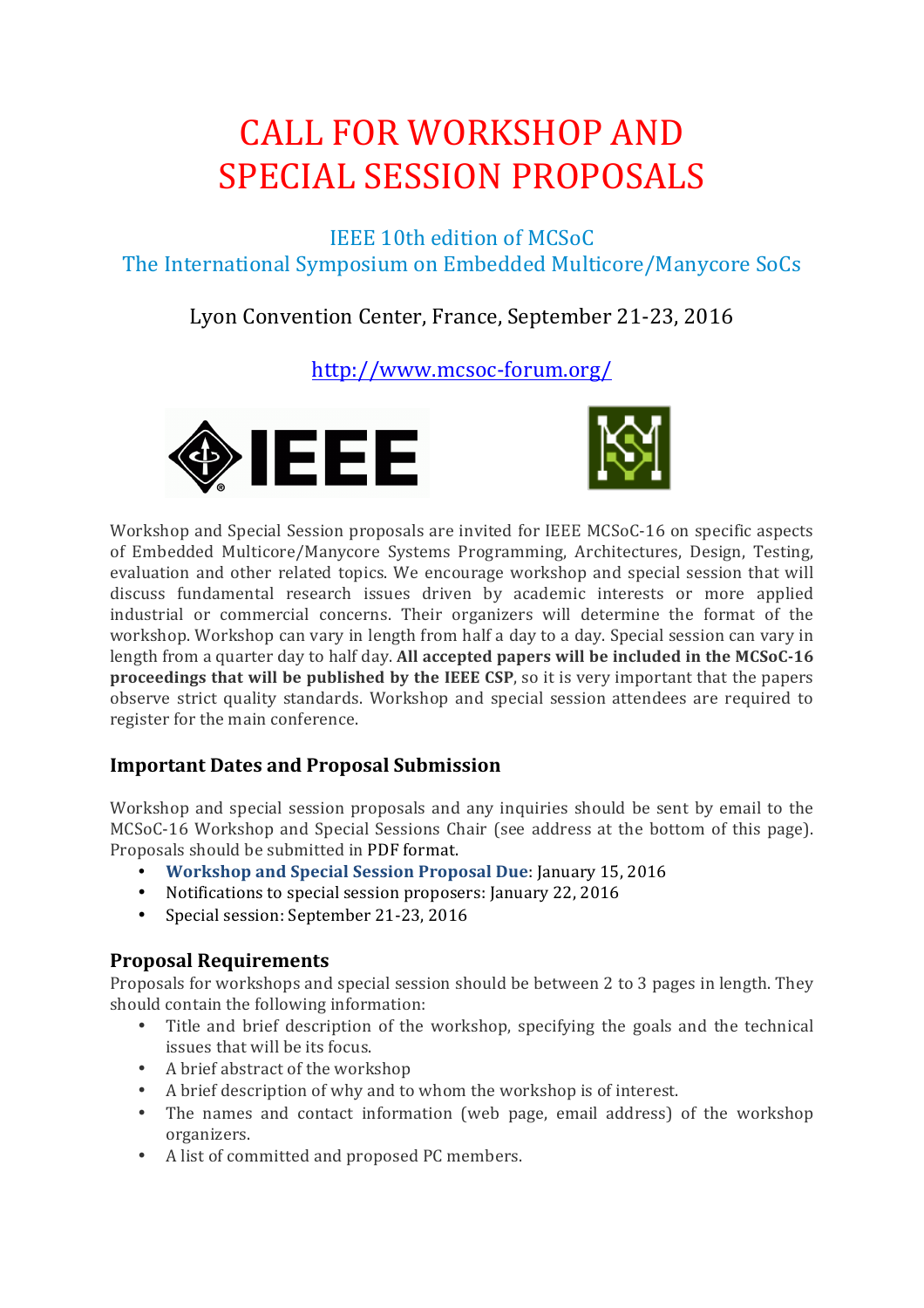# CALL FOR WORKSHOP AND SPECIAL SESSION PROPOSALS

IEEE 10th edition of MCSoC
The International Symposium on Embedded Multicore/Manycore SoCs

Lyon Convention Center, France, September 21-23, 2016

http://www.mcsoc-forum.org/

Workshop and Special Session proposals are invited for IEEE MCSoC-16 on specific aspects of Embedded Multicore/Manycore Systems Programming, Architectures, Design, Testing, evaluation and other related topics. We encourage workshop and special session that will discuss fundamental research issues driven by academic interests or more applied industrial or commercial concerns. Their organizers will determine the format of the workshop. Workshop can vary in length from half a day to a day. Special session can vary in length from a quarter day to half day. **All accepted papers will be included in the MCSoC-16 proceedings that will be published by the IEEE CSP**, so it is very important that the papers observe strict quality standards. Workshop and special session attendees are required to register for the main conference.

### Important Dates and Proposal Submission

Workshop and special session proposals and any inquiries should be sent by email to the MCSoC-16 Workshop and Special Sessions Chair (see address at the bottom of this page). Proposals should be submitted in PDF format.

- **Workshop and Special Session Proposal Due**: January 15, 2016
- Notifications to special session proposers: January 22, 2016
- Special session: September 21-23, 2016

### Proposal Requirements

Proposals for workshops and special session should be between 2 to 3 pages in length. They should contain the following information:

- Title and brief description of the workshop, specifying the goals and the technical issues that will be its focus.
- A brief abstract of the workshop
- A brief description of why and to whom the workshop is of interest.
- The names and contact information (web page, email address) of the workshop organizers.
- A list of committed and proposed PC members.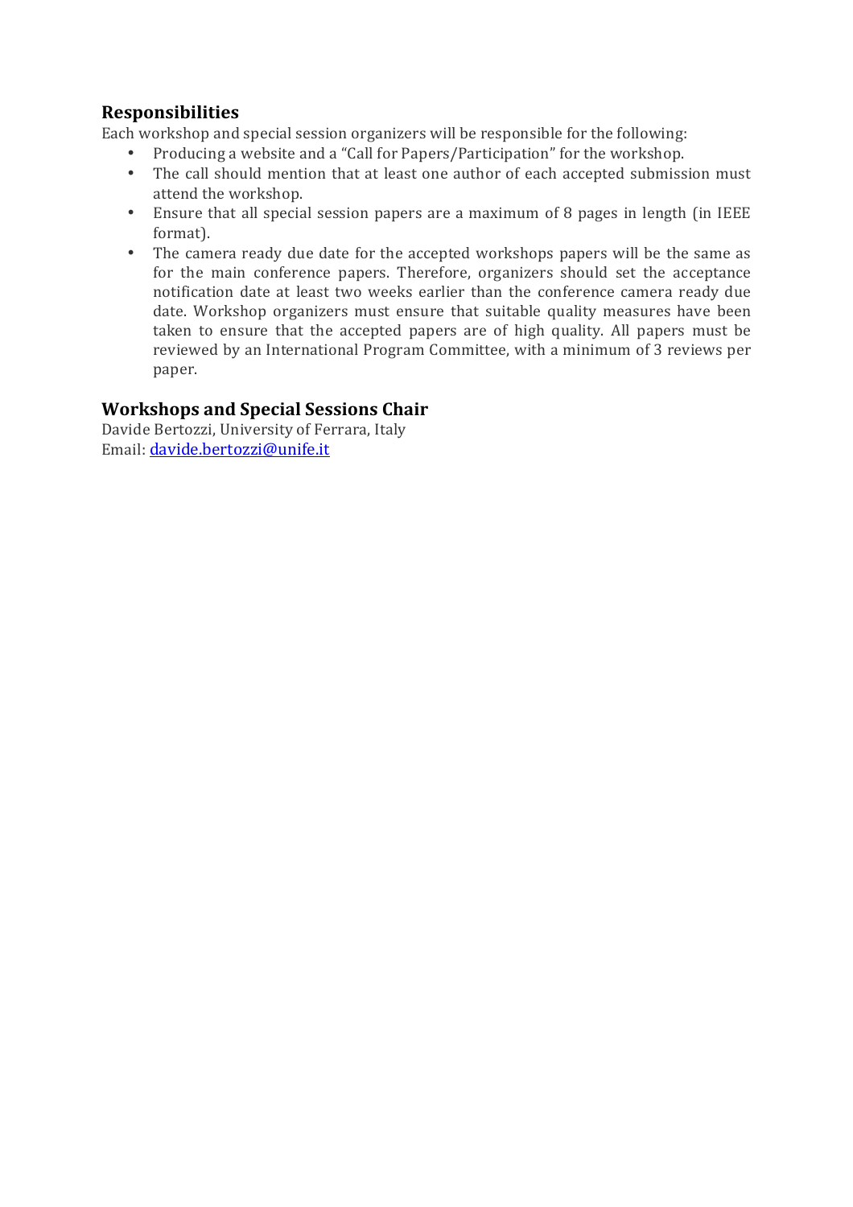## Responsibilities

Each workshop and special session organizers will be responsible for the following:

- Producing a website and a "Call for Papers/Participation" for the workshop.
- The call should mention that at least one author of each accepted submission must attend the workshop.
- Ensure that all special session papers are a maximum of 8 pages in length (in IEEE format).
- The camera ready due date for the accepted workshops papers will be the same as for the main conference papers. Therefore, organizers should set the acceptance notification date at least two weeks earlier than the conference camera ready due date. Workshop organizers must ensure that suitable quality measures have been taken to ensure that the accepted papers are of high quality. All papers must be reviewed by an International Program Committee, with a minimum of 3 reviews per paper.

## Workshops and Special Sessions Chair

Davide Bertozzi, University of Ferrara, Italy
Email: [davide.bertozzi@unife.it](mailto:davide.bertozzi@unife.it)